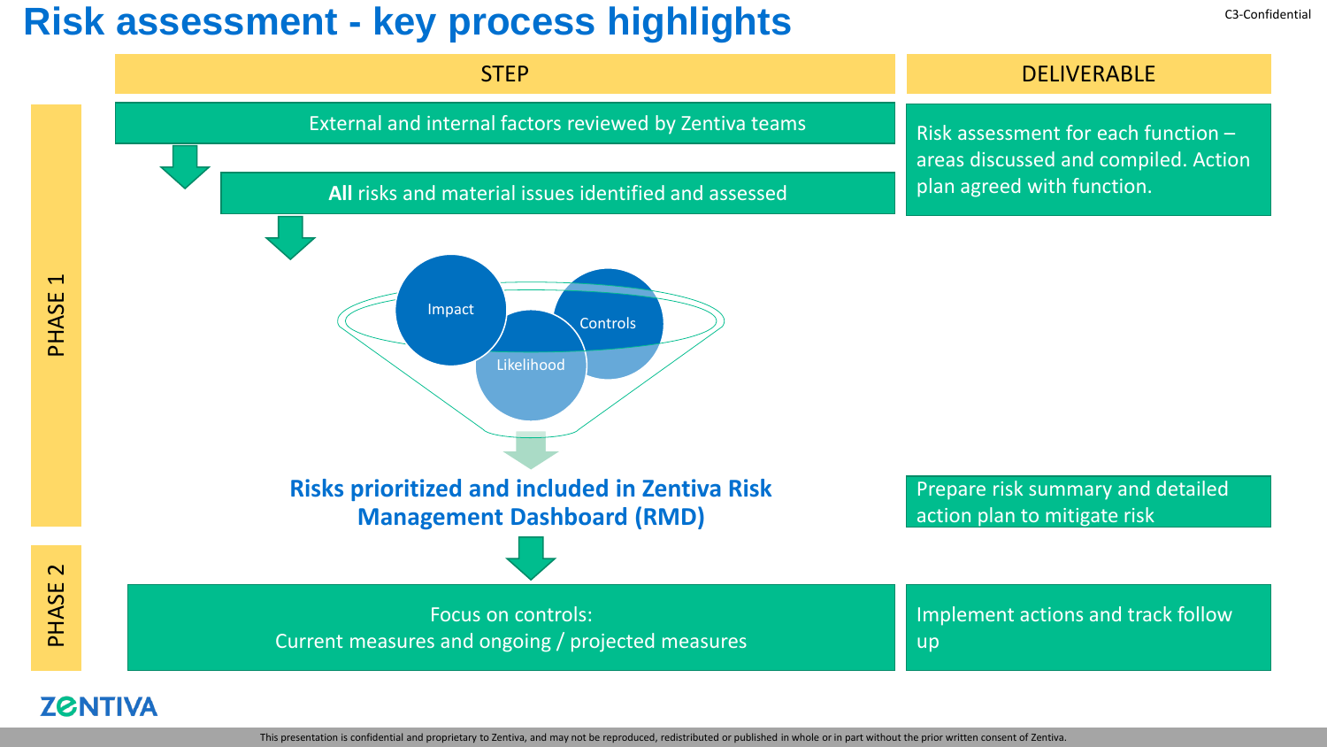# Risk assessment - key process highlights

C3-Confidential

| | STEP | DELIVERABLE |
|---|---|---|
| PHASE 1 | External and internal factors reviewed by Zentiva teams | Risk assessment for each function – areas discussed and compiled. Action plan agreed with function. |
| | **All** risks and material issues identified and assessed | |
| | Impact / Likelihood / Controls | |
| | **Risks prioritized and included in Zentiva Risk Management Dashboard (RMD)** | Prepare risk summary and detailed action plan to mitigate risk |
| PHASE 2 | Focus on controls: Current measures and ongoing / projected measures | Implement actions and track follow up |

ZENTIVA

This presentation is confidential and proprietary to Zentiva, and may not be reproduced, redistributed or published in whole or in part without the prior written consent of Zentiva.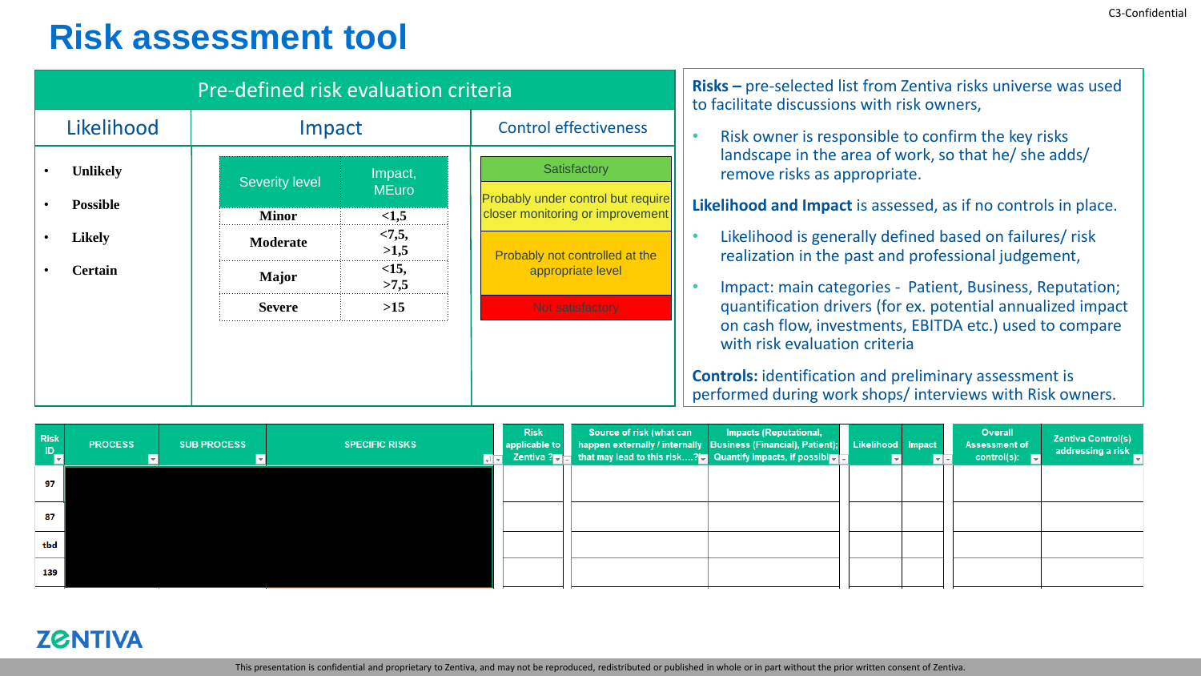# Risk assessment tool

## Pre-defined risk evaluation criteria

| Likelihood | Impact | | Control effectiveness |
|---|---|---|---|
| | Severity level | Impact, MEuro | |
| Unlikely | Minor | <1,5 | Satisfactory |
| Possible | Moderate | <7,5, >1,5 | Probably under control but require closer monitoring or improvement |
| Likely | Major | <15, >7,5 | Probably not controlled at the appropriate level |
| Certain | Severe | >15 | Not satisfactory |

**Risks –** pre-selected list from Zentiva risks universe was used to facilitate discussions with risk owners,

- Risk owner is responsible to confirm the key risks landscape in the area of work, so that he/ she adds/ remove risks as appropriate.

**Likelihood and Impact** is assessed, as if no controls in place.

- Likelihood is generally defined based on failures/ risk realization in the past and professional judgement,
- Impact: main categories - Patient, Business, Reputation; quantification drivers (for ex. potential annualized impact on cash flow, investments, EBITDA etc.) used to compare with risk evaluation criteria

**Controls:** identification and preliminary assessment is performed during work shops/ interviews with Risk owners.

| Risk ID | PROCESS | SUB PROCESS | SPECIFIC RISKS | Risk applicable to Zentiva ? | Source of risk (what can happen externally / internally that may lead to this risk....? | Impacts (Reputational, Business (Financial), Patient); Quantify impacts, if possible | Likelihood | Impact | Overall Assessment of control(s): | Zentiva Control(s) addressing a risk |
|---|---|---|---|---|---|---|---|---|---|---|
| 97 | | | | | | | | | | |
| 87 | | | | | | | | | | |
| tbd | | | | | | | | | | |
| 139 | | | | | | | | | | |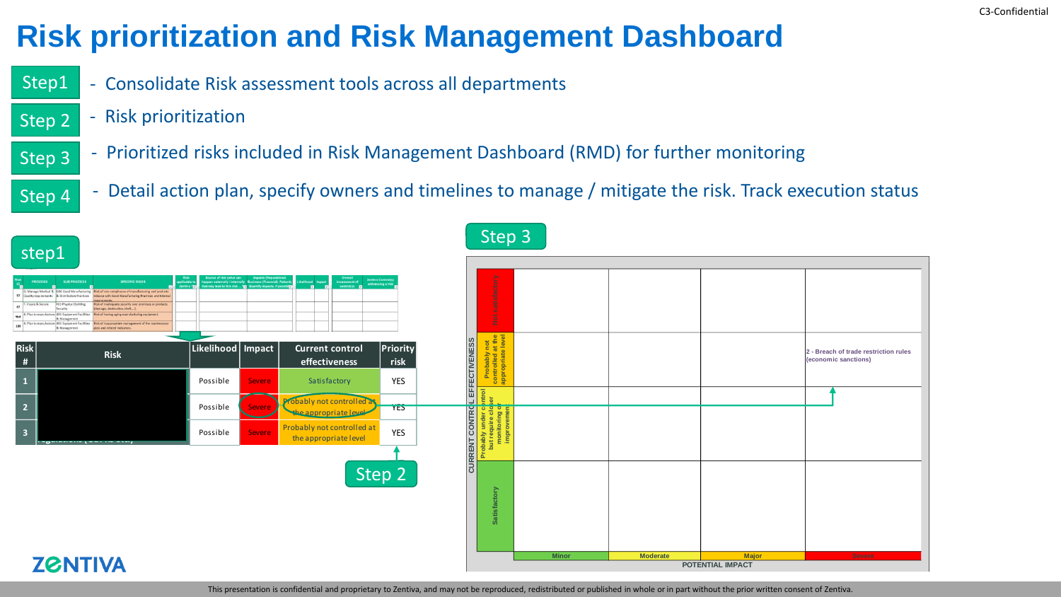# Risk prioritization and Risk Management Dashboard

- **Step1** - Consolidate Risk assessment tools across all departments
- **Step 2** - Risk prioritization
- **Step 3** - Prioritized risks included in Risk Management Dashboard (RMD) for further monitoring
- **Step 4** - Detail action plan, specify owners and timelines to manage / mitigate the risk. Track execution status

**step1**

| Risk # | Risk | Likelihood | Impact | Current control effectiveness | Priority risk |
|---|---|---|---|---|---|
| 1 | | Possible | Severe | Satisfactory | YES |
| 2 | | Possible | Severe | Probably not controlled at the appropriate level | YES |
| 3 | | Possible | Severe | Probably not controlled at the appropriate level | YES |

**Step 2**

**Step 3**

CURRENT CONTROL EFFECTIVENESS

Not satisfactory

Probably not controlled at the appropriate level

Probably under control but require closer monitoring or improvement

Satisfactory

2 - Breach of trade restriction rules (economic sanctions)

Minor

Moderate

Major

Severe

POTENTIAL IMPACT